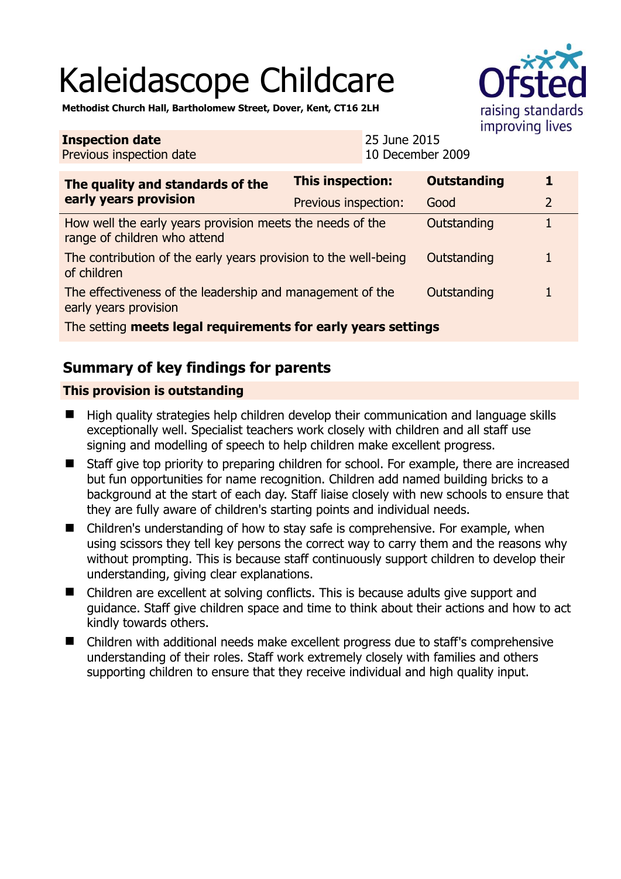# Kaleidascope Childcare

**Methodist Church Hall, Bartholomew Street, Dover, Kent, CT16 2LH**

| **Inspection date** | 25 June 2015 |
|---|---|
| Previous inspection date | 10 December 2009 |

| **The quality and standards of the early years provision** | **This inspection:** | **Outstanding** | **1** |
|---|---|---|---|
| | Previous inspection: | Good | 2 |
| How well the early years provision meets the needs of the range of children who attend | | Outstanding | 1 |
| The contribution of the early years provision to the well-being of children | | Outstanding | 1 |
| The effectiveness of the leadership and management of the early years provision | | Outstanding | 1 |
| The setting **meets legal requirements for early years settings** | | | |

## Summary of key findings for parents

### This provision is outstanding

- High quality strategies help children develop their communication and language skills exceptionally well. Specialist teachers work closely with children and all staff use signing and modelling of speech to help children make excellent progress.
- Staff give top priority to preparing children for school. For example, there are increased but fun opportunities for name recognition. Children add named building bricks to a background at the start of each day. Staff liaise closely with new schools to ensure that they are fully aware of children's starting points and individual needs.
- Children's understanding of how to stay safe is comprehensive. For example, when using scissors they tell key persons the correct way to carry them and the reasons why without prompting. This is because staff continuously support children to develop their understanding, giving clear explanations.
- Children are excellent at solving conflicts. This is because adults give support and guidance. Staff give children space and time to think about their actions and how to act kindly towards others.
- Children with additional needs make excellent progress due to staff's comprehensive understanding of their roles. Staff work extremely closely with families and others supporting children to ensure that they receive individual and high quality input.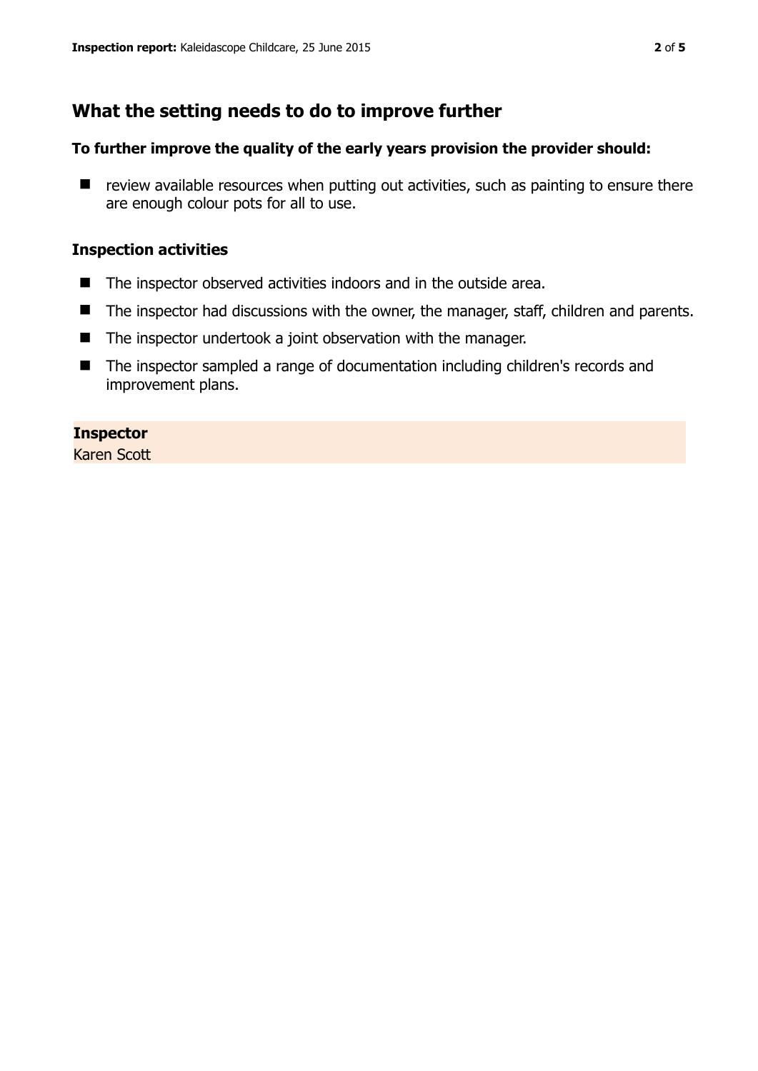## What the setting needs to do to improve further

**To further improve the quality of the early years provision the provider should:**

- review available resources when putting out activities, such as painting to ensure there are enough colour pots for all to use.

### Inspection activities

- The inspector observed activities indoors and in the outside area.
- The inspector had discussions with the owner, the manager, staff, children and parents.
- The inspector undertook a joint observation with the manager.
- The inspector sampled a range of documentation including children's records and improvement plans.

**Inspector**
Karen Scott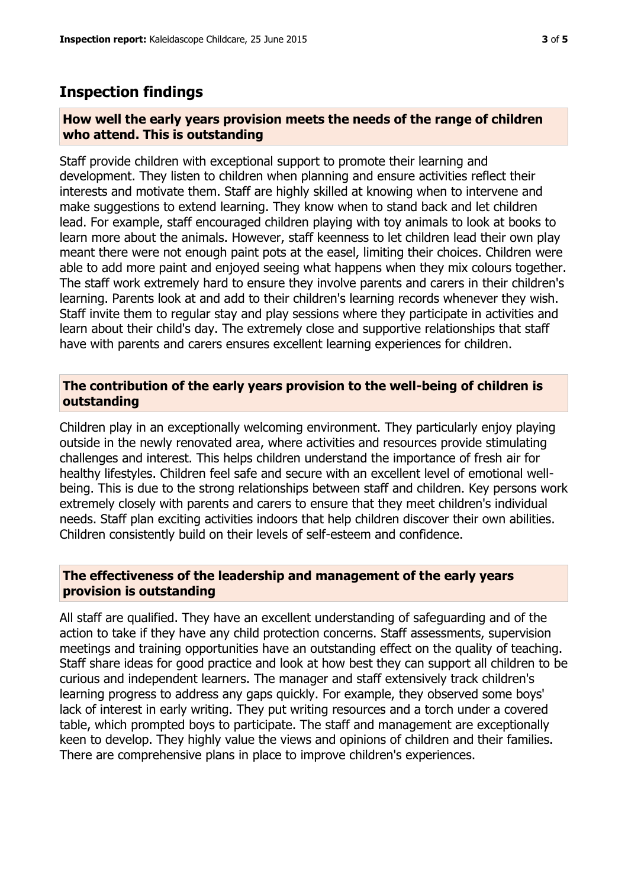## Inspection findings

### How well the early years provision meets the needs of the range of children who attend. This is outstanding

Staff provide children with exceptional support to promote their learning and development. They listen to children when planning and ensure activities reflect their interests and motivate them. Staff are highly skilled at knowing when to intervene and make suggestions to extend learning. They know when to stand back and let children lead. For example, staff encouraged children playing with toy animals to look at books to learn more about the animals. However, staff keenness to let children lead their own play meant there were not enough paint pots at the easel, limiting their choices. Children were able to add more paint and enjoyed seeing what happens when they mix colours together. The staff work extremely hard to ensure they involve parents and carers in their children's learning. Parents look at and add to their children's learning records whenever they wish. Staff invite them to regular stay and play sessions where they participate in activities and learn about their child's day. The extremely close and supportive relationships that staff have with parents and carers ensures excellent learning experiences for children.

### The contribution of the early years provision to the well-being of children is outstanding

Children play in an exceptionally welcoming environment. They particularly enjoy playing outside in the newly renovated area, where activities and resources provide stimulating challenges and interest. This helps children understand the importance of fresh air for healthy lifestyles. Children feel safe and secure with an excellent level of emotional well-being. This is due to the strong relationships between staff and children. Key persons work extremely closely with parents and carers to ensure that they meet children's individual needs. Staff plan exciting activities indoors that help children discover their own abilities. Children consistently build on their levels of self-esteem and confidence.

### The effectiveness of the leadership and management of the early years provision is outstanding

All staff are qualified. They have an excellent understanding of safeguarding and of the action to take if they have any child protection concerns. Staff assessments, supervision meetings and training opportunities have an outstanding effect on the quality of teaching. Staff share ideas for good practice and look at how best they can support all children to be curious and independent learners. The manager and staff extensively track children's learning progress to address any gaps quickly. For example, they observed some boys' lack of interest in early writing. They put writing resources and a torch under a covered table, which prompted boys to participate. The staff and management are exceptionally keen to develop. They highly value the views and opinions of children and their families. There are comprehensive plans in place to improve children's experiences.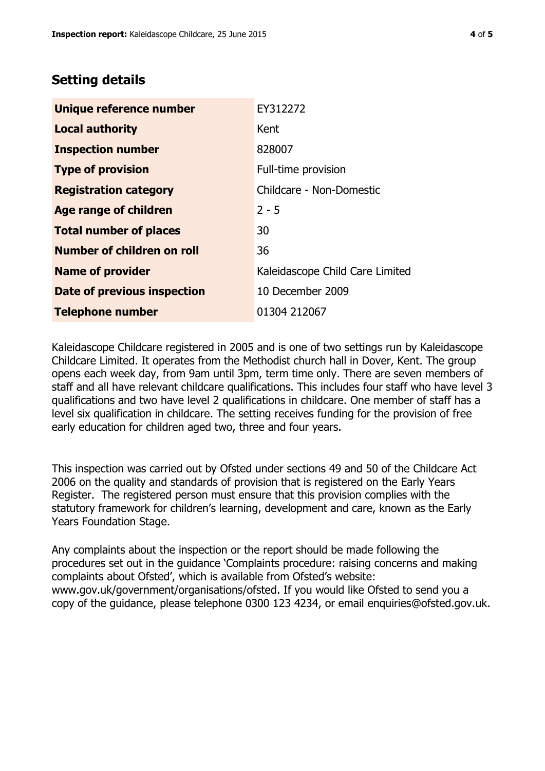## Setting details

| | |
|---|---|
| **Unique reference number** | EY312272 |
| **Local authority** | Kent |
| **Inspection number** | 828007 |
| **Type of provision** | Full-time provision |
| **Registration category** | Childcare - Non-Domestic |
| **Age range of children** | 2 - 5 |
| **Total number of places** | 30 |
| **Number of children on roll** | 36 |
| **Name of provider** | Kaleidascope Child Care Limited |
| **Date of previous inspection** | 10 December 2009 |
| **Telephone number** | 01304 212067 |

Kaleidascope Childcare registered in 2005 and is one of two settings run by Kaleidascope Childcare Limited. It operates from the Methodist church hall in Dover, Kent. The group opens each week day, from 9am until 3pm, term time only. There are seven members of staff and all have relevant childcare qualifications. This includes four staff who have level 3 qualifications and two have level 2 qualifications in childcare. One member of staff has a level six qualification in childcare. The setting receives funding for the provision of free early education for children aged two, three and four years.

This inspection was carried out by Ofsted under sections 49 and 50 of the Childcare Act 2006 on the quality and standards of provision that is registered on the Early Years Register. The registered person must ensure that this provision complies with the statutory framework for children's learning, development and care, known as the Early Years Foundation Stage.

Any complaints about the inspection or the report should be made following the procedures set out in the guidance 'Complaints procedure: raising concerns and making complaints about Ofsted', which is available from Ofsted's website: www.gov.uk/government/organisations/ofsted. If you would like Ofsted to send you a copy of the guidance, please telephone 0300 123 4234, or email enquiries@ofsted.gov.uk.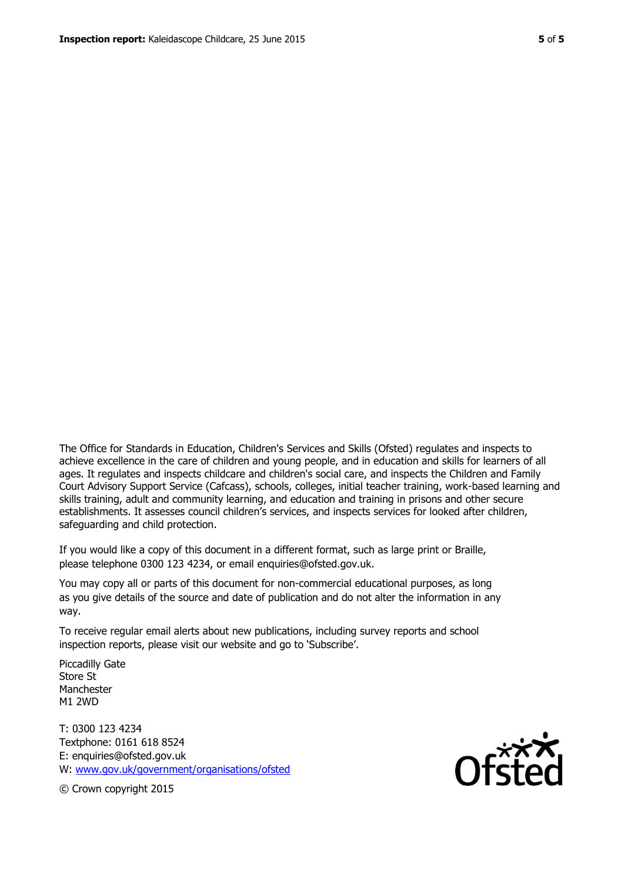The Office for Standards in Education, Children's Services and Skills (Ofsted) regulates and inspects to achieve excellence in the care of children and young people, and in education and skills for learners of all ages. It regulates and inspects childcare and children's social care, and inspects the Children and Family Court Advisory Support Service (Cafcass), schools, colleges, initial teacher training, work-based learning and skills training, adult and community learning, and education and training in prisons and other secure establishments. It assesses council children's services, and inspects services for looked after children, safeguarding and child protection.

If you would like a copy of this document in a different format, such as large print or Braille, please telephone 0300 123 4234, or email enquiries@ofsted.gov.uk.

You may copy all or parts of this document for non-commercial educational purposes, as long as you give details of the source and date of publication and do not alter the information in any way.

To receive regular email alerts about new publications, including survey reports and school inspection reports, please visit our website and go to 'Subscribe'.

Piccadilly Gate
Store St
Manchester
M1 2WD

T: 0300 123 4234
Textphone: 0161 618 8524
E: enquiries@ofsted.gov.uk
W: www.gov.uk/government/organisations/ofsted

© Crown copyright 2015

Ofsted